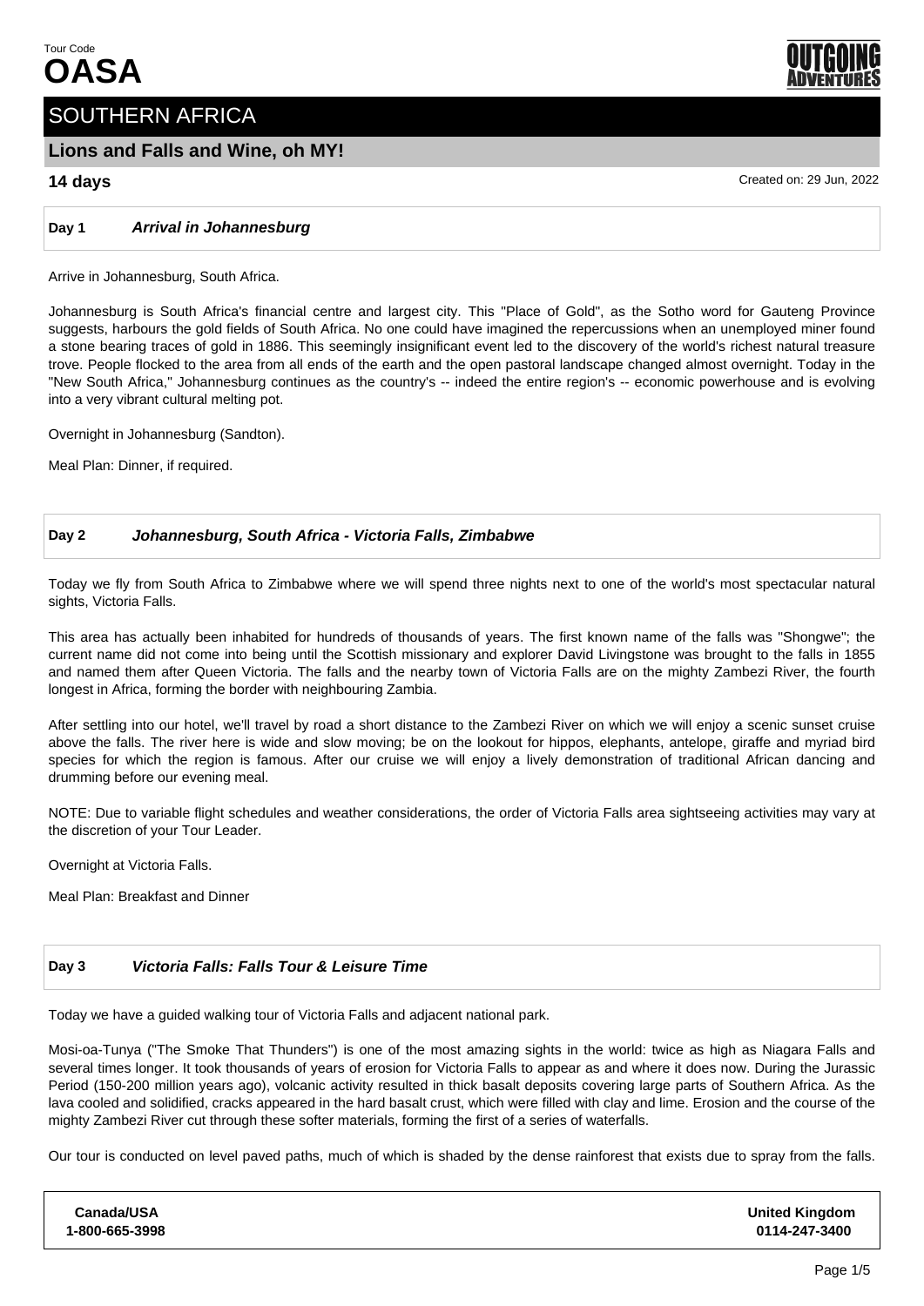Tour Code
# OASA

OUTGOING ADVENTURES

## SOUTHERN AFRICA

### Lions and Falls and Wine, oh MY!

**14 days**

Created on: 29 Jun, 2022

---

**Day 1** ***Arrival in Johannesburg***

Arrive in Johannesburg, South Africa.

Johannesburg is South Africa's financial centre and largest city. This "Place of Gold", as the Sotho word for Gauteng Province suggests, harbours the gold fields of South Africa. No one could have imagined the repercussions when an unemployed miner found a stone bearing traces of gold in 1886. This seemingly insignificant event led to the discovery of the world's richest natural treasure trove. People flocked to the area from all ends of the earth and the open pastoral landscape changed almost overnight. Today in the "New South Africa," Johannesburg continues as the country's -- indeed the entire region's -- economic powerhouse and is evolving into a very vibrant cultural melting pot.

Overnight in Johannesburg (Sandton).

Meal Plan: Dinner, if required.

---

**Day 2** ***Johannesburg, South Africa - Victoria Falls, Zimbabwe***

Today we fly from South Africa to Zimbabwe where we will spend three nights next to one of the world's most spectacular natural sights, Victoria Falls.

This area has actually been inhabited for hundreds of thousands of years. The first known name of the falls was "Shongwe"; the current name did not come into being until the Scottish missionary and explorer David Livingstone was brought to the falls in 1855 and named them after Queen Victoria. The falls and the nearby town of Victoria Falls are on the mighty Zambezi River, the fourth longest in Africa, forming the border with neighbouring Zambia.

After settling into our hotel, we'll travel by road a short distance to the Zambezi River on which we will enjoy a scenic sunset cruise above the falls. The river here is wide and slow moving; be on the lookout for hippos, elephants, antelope, giraffe and myriad bird species for which the region is famous. After our cruise we will enjoy a lively demonstration of traditional African dancing and drumming before our evening meal.

NOTE: Due to variable flight schedules and weather considerations, the order of Victoria Falls area sightseeing activities may vary at the discretion of your Tour Leader.

Overnight at Victoria Falls.

Meal Plan: Breakfast and Dinner

---

**Day 3** ***Victoria Falls: Falls Tour & Leisure Time***

Today we have a guided walking tour of Victoria Falls and adjacent national park.

Mosi-oa-Tunya ("The Smoke That Thunders") is one of the most amazing sights in the world: twice as high as Niagara Falls and several times longer. It took thousands of years of erosion for Victoria Falls to appear as and where it does now. During the Jurassic Period (150-200 million years ago), volcanic activity resulted in thick basalt deposits covering large parts of Southern Africa. As the lava cooled and solidified, cracks appeared in the hard basalt crust, which were filled with clay and lime. Erosion and the course of the mighty Zambezi River cut through these softer materials, forming the first of a series of waterfalls.

Our tour is conducted on level paved paths, much of which is shaded by the dense rainforest that exists due to spray from the falls.

| Canada/USA | United Kingdom |
| --- | --- |
| 1-800-665-3998 | 0114-247-3400 |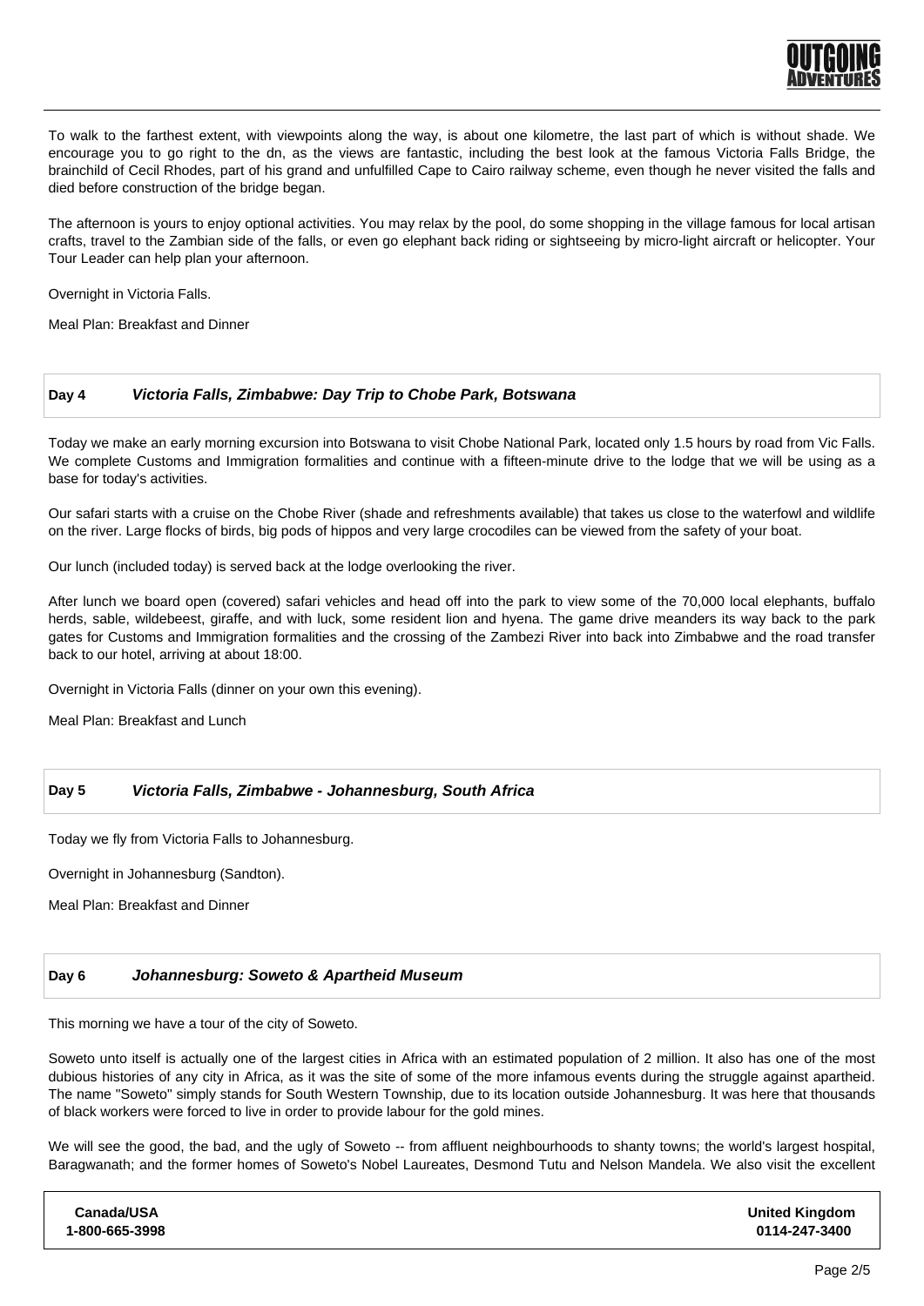To walk to the farthest extent, with viewpoints along the way, is about one kilometre, the last part of which is without shade. We encourage you to go right to the dn, as the views are fantastic, including the best look at the famous Victoria Falls Bridge, the brainchild of Cecil Rhodes, part of his grand and unfulfilled Cape to Cairo railway scheme, even though he never visited the falls and died before construction of the bridge began.

The afternoon is yours to enjoy optional activities. You may relax by the pool, do some shopping in the village famous for local artisan crafts, travel to the Zambian side of the falls, or even go elephant back riding or sightseeing by micro-light aircraft or helicopter. Your Tour Leader can help plan your afternoon.

Overnight in Victoria Falls.

Meal Plan: Breakfast and Dinner

## Day 4 *Victoria Falls, Zimbabwe: Day Trip to Chobe Park, Botswana*

Today we make an early morning excursion into Botswana to visit Chobe National Park, located only 1.5 hours by road from Vic Falls. We complete Customs and Immigration formalities and continue with a fifteen-minute drive to the lodge that we will be using as a base for today's activities.

Our safari starts with a cruise on the Chobe River (shade and refreshments available) that takes us close to the waterfowl and wildlife on the river. Large flocks of birds, big pods of hippos and very large crocodiles can be viewed from the safety of your boat.

Our lunch (included today) is served back at the lodge overlooking the river.

After lunch we board open (covered) safari vehicles and head off into the park to view some of the 70,000 local elephants, buffalo herds, sable, wildebeest, giraffe, and with luck, some resident lion and hyena. The game drive meanders its way back to the park gates for Customs and Immigration formalities and the crossing of the Zambezi River into back into Zimbabwe and the road transfer back to our hotel, arriving at about 18:00.

Overnight in Victoria Falls (dinner on your own this evening).

Meal Plan: Breakfast and Lunch

## Day 5 *Victoria Falls, Zimbabwe - Johannesburg, South Africa*

Today we fly from Victoria Falls to Johannesburg.

Overnight in Johannesburg (Sandton).

Meal Plan: Breakfast and Dinner

## Day 6 *Johannesburg: Soweto & Apartheid Museum*

This morning we have a tour of the city of Soweto.

Soweto unto itself is actually one of the largest cities in Africa with an estimated population of 2 million. It also has one of the most dubious histories of any city in Africa, as it was the site of some of the more infamous events during the struggle against apartheid. The name "Soweto" simply stands for South Western Township, due to its location outside Johannesburg. It was here that thousands of black workers were forced to live in order to provide labour for the gold mines.

We will see the good, the bad, and the ugly of Soweto -- from affluent neighbourhoods to shanty towns; the world's largest hospital, Baragwanath; and the former homes of Soweto's Nobel Laureates, Desmond Tutu and Nelson Mandela. We also visit the excellent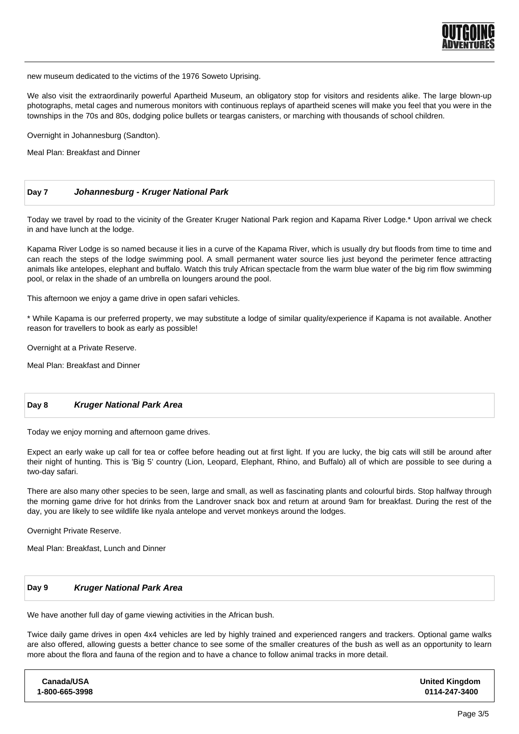new museum dedicated to the victims of the 1976 Soweto Uprising.

We also visit the extraordinarily powerful Apartheid Museum, an obligatory stop for visitors and residents alike. The large blown-up photographs, metal cages and numerous monitors with continuous replays of apartheid scenes will make you feel that you were in the townships in the 70s and 80s, dodging police bullets or teargas canisters, or marching with thousands of school children.

Overnight in Johannesburg (Sandton).

Meal Plan: Breakfast and Dinner

## Day 7 *Johannesburg - Kruger National Park*

Today we travel by road to the vicinity of the Greater Kruger National Park region and Kapama River Lodge.* Upon arrival we check in and have lunch at the lodge.

Kapama River Lodge is so named because it lies in a curve of the Kapama River, which is usually dry but floods from time to time and can reach the steps of the lodge swimming pool. A small permanent water source lies just beyond the perimeter fence attracting animals like antelopes, elephant and buffalo. Watch this truly African spectacle from the warm blue water of the big rim flow swimming pool, or relax in the shade of an umbrella on loungers around the pool.

This afternoon we enjoy a game drive in open safari vehicles.

* While Kapama is our preferred property, we may substitute a lodge of similar quality/experience if Kapama is not available. Another reason for travellers to book as early as possible!

Overnight at a Private Reserve.

Meal Plan: Breakfast and Dinner

## Day 8 *Kruger National Park Area*

Today we enjoy morning and afternoon game drives.

Expect an early wake up call for tea or coffee before heading out at first light. If you are lucky, the big cats will still be around after their night of hunting. This is 'Big 5' country (Lion, Leopard, Elephant, Rhino, and Buffalo) all of which are possible to see during a two-day safari.

There are also many other species to be seen, large and small, as well as fascinating plants and colourful birds. Stop halfway through the morning game drive for hot drinks from the Landrover snack box and return at around 9am for breakfast. During the rest of the day, you are likely to see wildlife like nyala antelope and vervet monkeys around the lodges.

Overnight Private Reserve.

Meal Plan: Breakfast, Lunch and Dinner

## Day 9 *Kruger National Park Area*

We have another full day of game viewing activities in the African bush.

Twice daily game drives in open 4x4 vehicles are led by highly trained and experienced rangers and trackers. Optional game walks are also offered, allowing guests a better chance to see some of the smaller creatures of the bush as well as an opportunity to learn more about the flora and fauna of the region and to have a chance to follow animal tracks in more detail.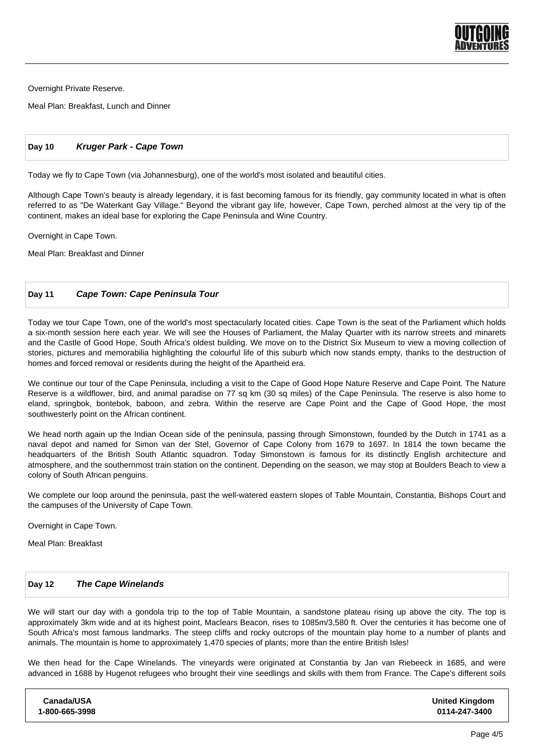Overnight Private Reserve.

Meal Plan: Breakfast, Lunch and Dinner

## Day 10 *Kruger Park - Cape Town*

Today we fly to Cape Town (via Johannesburg), one of the world's most isolated and beautiful cities.

Although Cape Town's beauty is already legendary, it is fast becoming famous for its friendly, gay community located in what is often referred to as "De Waterkant Gay Village." Beyond the vibrant gay life, however, Cape Town, perched almost at the very tip of the continent, makes an ideal base for exploring the Cape Peninsula and Wine Country.

Overnight in Cape Town.

Meal Plan: Breakfast and Dinner

## Day 11 *Cape Town: Cape Peninsula Tour*

Today we tour Cape Town, one of the world's most spectacularly located cities. Cape Town is the seat of the Parliament which holds a six-month session here each year. We will see the Houses of Parliament, the Malay Quarter with its narrow streets and minarets and the Castle of Good Hope, South Africa's oldest building. We move on to the District Six Museum to view a moving collection of stories, pictures and memorabilia highlighting the colourful life of this suburb which now stands empty, thanks to the destruction of homes and forced removal or residents during the height of the Apartheid era.

We continue our tour of the Cape Peninsula, including a visit to the Cape of Good Hope Nature Reserve and Cape Point. The Nature Reserve is a wildflower, bird, and animal paradise on 77 sq km (30 sq miles) of the Cape Peninsula. The reserve is also home to eland, springbok, bontebok, baboon, and zebra. Within the reserve are Cape Point and the Cape of Good Hope, the most southwesterly point on the African continent.

We head north again up the Indian Ocean side of the peninsula, passing through Simonstown, founded by the Dutch in 1741 as a naval depot and named for Simon van der Stel, Governor of Cape Colony from 1679 to 1697. In 1814 the town became the headquarters of the British South Atlantic squadron. Today Simonstown is famous for its distinctly English architecture and atmosphere, and the southernmost train station on the continent. Depending on the season, we may stop at Boulders Beach to view a colony of South African penguins.

We complete our loop around the peninsula, past the well-watered eastern slopes of Table Mountain, Constantia, Bishops Court and the campuses of the University of Cape Town.

Overnight in Cape Town.

Meal Plan: Breakfast

## Day 12 *The Cape Winelands*

We will start our day with a gondola trip to the top of Table Mountain, a sandstone plateau rising up above the city. The top is approximately 3km wide and at its highest point, Maclears Beacon, rises to 1085m/3,580 ft. Over the centuries it has become one of South Africa's most famous landmarks. The steep cliffs and rocky outcrops of the mountain play home to a number of plants and animals. The mountain is home to approximately 1,470 species of plants; more than the entire British Isles!

We then head for the Cape Winelands. The vineyards were originated at Constantia by Jan van Riebeeck in 1685, and were advanced in 1688 by Hugenot refugees who brought their vine seedlings and skills with them from France. The Cape's different soils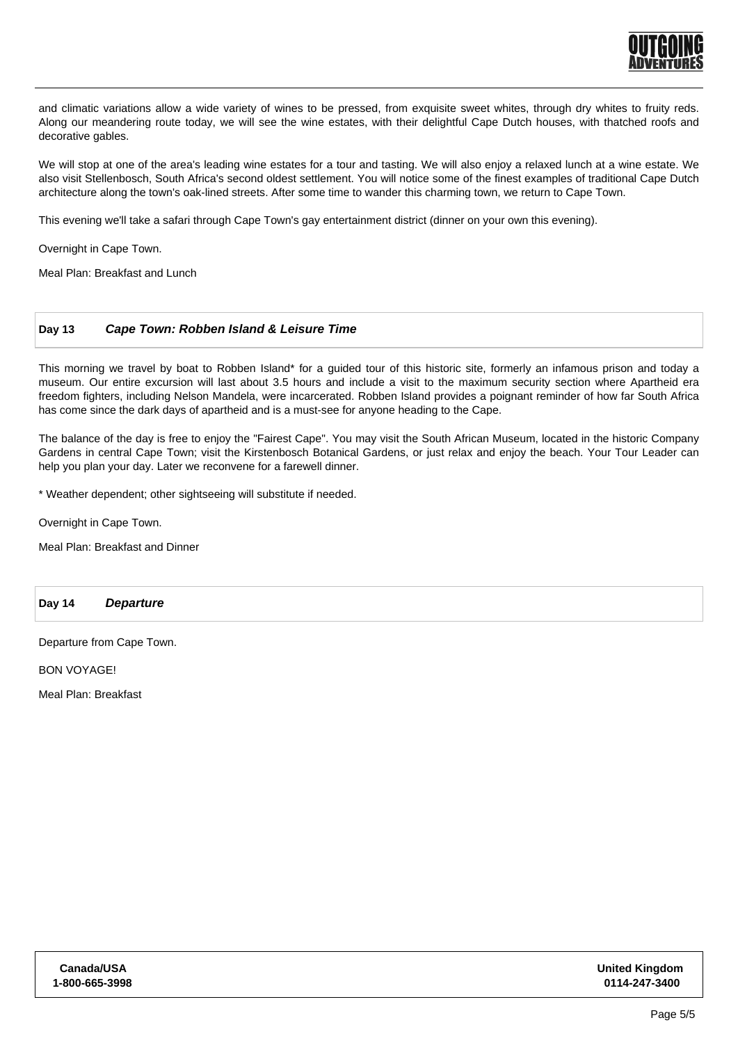and climatic variations allow a wide variety of wines to be pressed, from exquisite sweet whites, through dry whites to fruity reds. Along our meandering route today, we will see the wine estates, with their delightful Cape Dutch houses, with thatched roofs and decorative gables.

We will stop at one of the area's leading wine estates for a tour and tasting. We will also enjoy a relaxed lunch at a wine estate. We also visit Stellenbosch, South Africa's second oldest settlement. You will notice some of the finest examples of traditional Cape Dutch architecture along the town's oak-lined streets. After some time to wander this charming town, we return to Cape Town.

This evening we'll take a safari through Cape Town's gay entertainment district (dinner on your own this evening).

Overnight in Cape Town.

Meal Plan: Breakfast and Lunch

## Day 13 *Cape Town: Robben Island & Leisure Time*

This morning we travel by boat to Robben Island* for a guided tour of this historic site, formerly an infamous prison and today a museum. Our entire excursion will last about 3.5 hours and include a visit to the maximum security section where Apartheid era freedom fighters, including Nelson Mandela, were incarcerated. Robben Island provides a poignant reminder of how far South Africa has come since the dark days of apartheid and is a must-see for anyone heading to the Cape.

The balance of the day is free to enjoy the "Fairest Cape". You may visit the South African Museum, located in the historic Company Gardens in central Cape Town; visit the Kirstenbosch Botanical Gardens, or just relax and enjoy the beach. Your Tour Leader can help you plan your day. Later we reconvene for a farewell dinner.

* Weather dependent; other sightseeing will substitute if needed.

Overnight in Cape Town.

Meal Plan: Breakfast and Dinner

## Day 14 *Departure*

Departure from Cape Town.

BON VOYAGE!

Meal Plan: Breakfast

**Canada/USA**
**1-800-665-3998**

**United Kingdom**
**0114-247-3400**